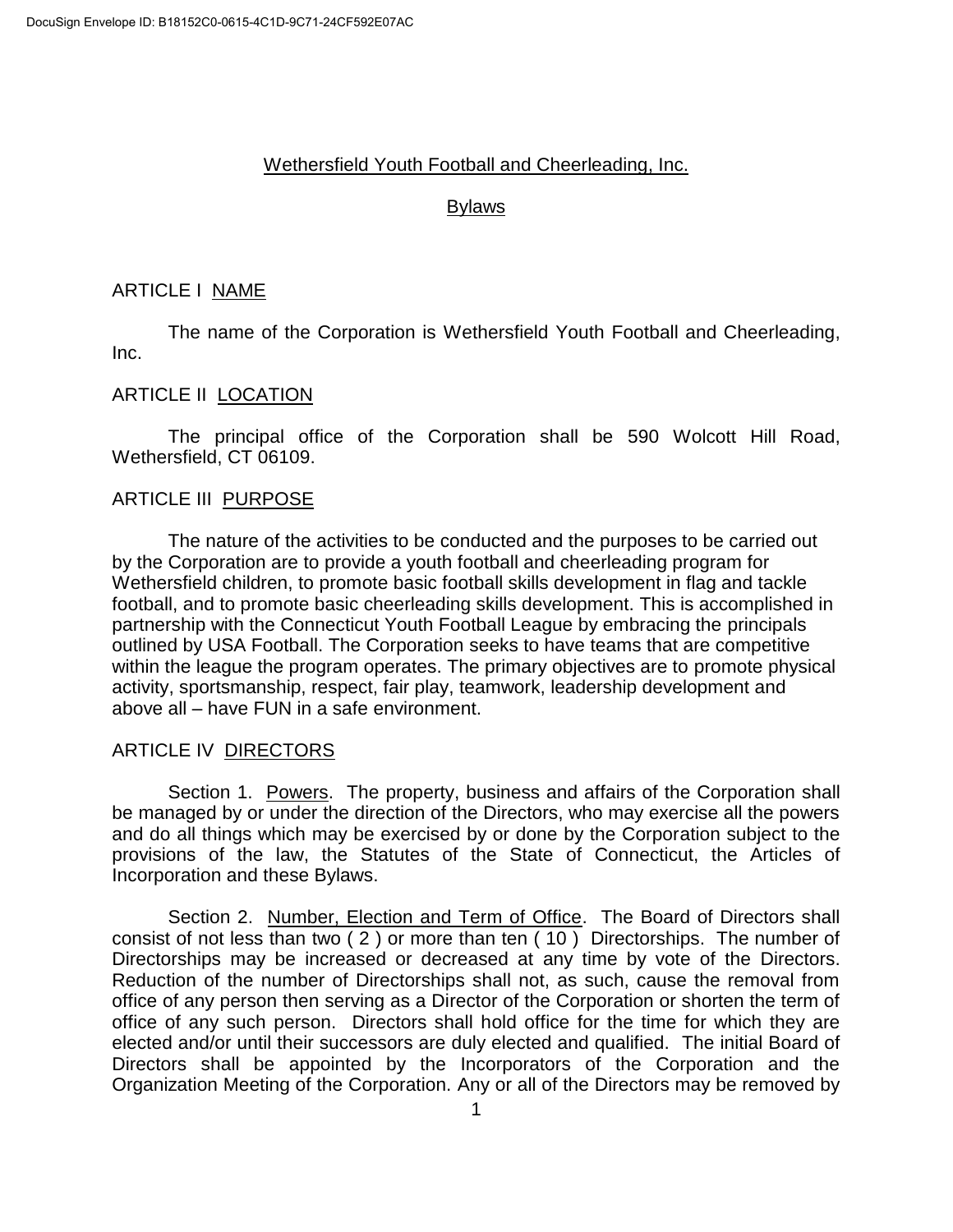# Wethersfield Youth Football and Cheerleading, Inc.

## Bylaws

### ARTICLE I NAME

The name of the Corporation is Wethersfield Youth Football and Cheerleading, Inc.

### ARTICLE II LOCATION

The principal office of the Corporation shall be 590 Wolcott Hill Road, Wethersfield, CT 06109.

### ARTICLE III PURPOSE

The nature of the activities to be conducted and the purposes to be carried out by the Corporation are to provide a youth football and cheerleading program for Wethersfield children, to promote basic football skills development in flag and tackle football, and to promote basic cheerleading skills development. This is accomplished in partnership with the Connecticut Youth Football League by embracing the principals outlined by USA Football. The Corporation seeks to have teams that are competitive within the league the program operates. The primary objectives are to promote physical activity, sportsmanship, respect, fair play, teamwork, leadership development and above all – have FUN in a safe environment.

### ARTICLE IV DIRECTORS

Section 1. Powers. The property, business and affairs of the Corporation shall be managed by or under the direction of the Directors, who may exercise all the powers and do all things which may be exercised by or done by the Corporation subject to the provisions of the law, the Statutes of the State of Connecticut, the Articles of Incorporation and these Bylaws.

Section 2. Number, Election and Term of Office. The Board of Directors shall consist of not less than two ( 2 ) or more than ten ( 10 ) Directorships. The number of Directorships may be increased or decreased at any time by vote of the Directors. Reduction of the number of Directorships shall not, as such, cause the removal from office of any person then serving as a Director of the Corporation or shorten the term of office of any such person. Directors shall hold office for the time for which they are elected and/or until their successors are duly elected and qualified. The initial Board of Directors shall be appointed by the Incorporators of the Corporation and the Organization Meeting of the Corporation. Any or all of the Directors may be removed by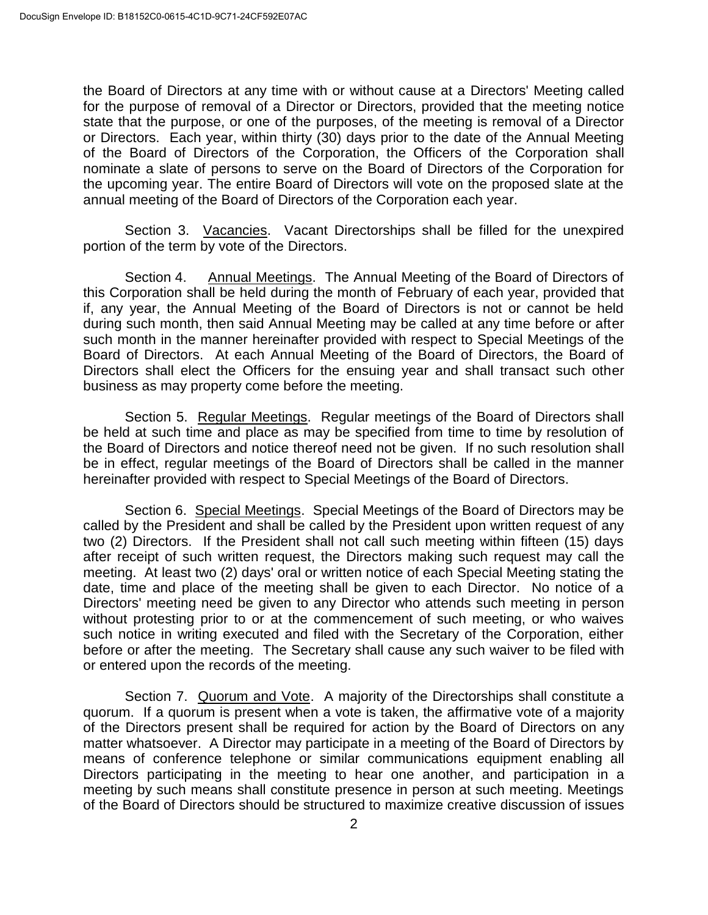the Board of Directors at any time with or without cause at a Directors' Meeting called for the purpose of removal of a Director or Directors, provided that the meeting notice state that the purpose, or one of the purposes, of the meeting is removal of a Director or Directors. Each year, within thirty (30) days prior to the date of the Annual Meeting of the Board of Directors of the Corporation, the Officers of the Corporation shall nominate a slate of persons to serve on the Board of Directors of the Corporation for the upcoming year. The entire Board of Directors will vote on the proposed slate at the annual meeting of the Board of Directors of the Corporation each year.

Section 3. Vacancies. Vacant Directorships shall be filled for the unexpired portion of the term by vote of the Directors.

Section 4. Annual Meetings. The Annual Meeting of the Board of Directors of this Corporation shall be held during the month of February of each year, provided that if, any year, the Annual Meeting of the Board of Directors is not or cannot be held during such month, then said Annual Meeting may be called at any time before or after such month in the manner hereinafter provided with respect to Special Meetings of the Board of Directors. At each Annual Meeting of the Board of Directors, the Board of Directors shall elect the Officers for the ensuing year and shall transact such other business as may property come before the meeting.

Section 5. Regular Meetings. Regular meetings of the Board of Directors shall be held at such time and place as may be specified from time to time by resolution of the Board of Directors and notice thereof need not be given. If no such resolution shall be in effect, regular meetings of the Board of Directors shall be called in the manner hereinafter provided with respect to Special Meetings of the Board of Directors.

Section 6. Special Meetings. Special Meetings of the Board of Directors may be called by the President and shall be called by the President upon written request of any two (2) Directors. If the President shall not call such meeting within fifteen (15) days after receipt of such written request, the Directors making such request may call the meeting. At least two (2) days' oral or written notice of each Special Meeting stating the date, time and place of the meeting shall be given to each Director. No notice of a Directors' meeting need be given to any Director who attends such meeting in person without protesting prior to or at the commencement of such meeting, or who waives such notice in writing executed and filed with the Secretary of the Corporation, either before or after the meeting. The Secretary shall cause any such waiver to be filed with or entered upon the records of the meeting.

Section 7. Quorum and Vote. A majority of the Directorships shall constitute a quorum. If a quorum is present when a vote is taken, the affirmative vote of a majority of the Directors present shall be required for action by the Board of Directors on any matter whatsoever. A Director may participate in a meeting of the Board of Directors by means of conference telephone or similar communications equipment enabling all Directors participating in the meeting to hear one another, and participation in a meeting by such means shall constitute presence in person at such meeting. Meetings of the Board of Directors should be structured to maximize creative discussion of issues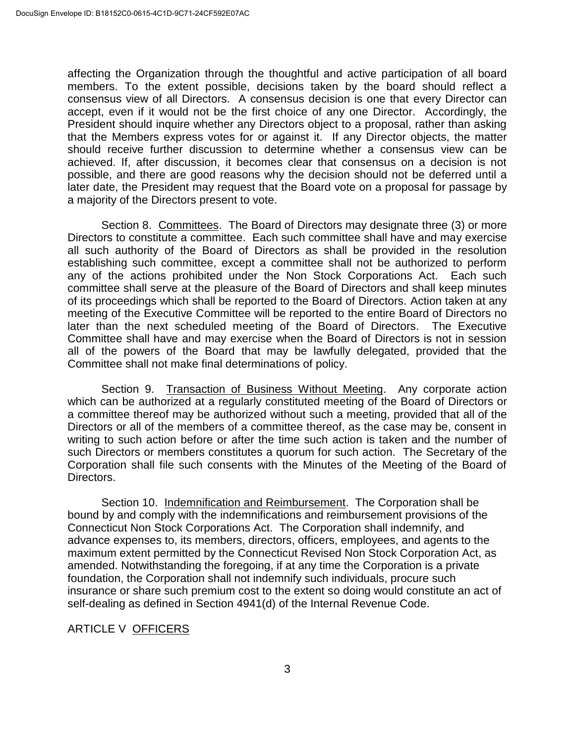affecting the Organization through the thoughtful and active participation of all board members. To the extent possible, decisions taken by the board should reflect a consensus view of all Directors. A consensus decision is one that every Director can accept, even if it would not be the first choice of any one Director. Accordingly, the President should inquire whether any Directors object to a proposal, rather than asking that the Members express votes for or against it. If any Director objects, the matter should receive further discussion to determine whether a consensus view can be achieved. If, after discussion, it becomes clear that consensus on a decision is not possible, and there are good reasons why the decision should not be deferred until a later date, the President may request that the Board vote on a proposal for passage by a majority of the Directors present to vote.

Section 8. Committees. The Board of Directors may designate three (3) or more Directors to constitute a committee. Each such committee shall have and may exercise all such authority of the Board of Directors as shall be provided in the resolution establishing such committee, except a committee shall not be authorized to perform any of the actions prohibited under the Non Stock Corporations Act. Each such committee shall serve at the pleasure of the Board of Directors and shall keep minutes of its proceedings which shall be reported to the Board of Directors. Action taken at any meeting of the Executive Committee will be reported to the entire Board of Directors no later than the next scheduled meeting of the Board of Directors. The Executive Committee shall have and may exercise when the Board of Directors is not in session all of the powers of the Board that may be lawfully delegated, provided that the Committee shall not make final determinations of policy.

Section 9. Transaction of Business Without Meeting. Any corporate action which can be authorized at a regularly constituted meeting of the Board of Directors or a committee thereof may be authorized without such a meeting, provided that all of the Directors or all of the members of a committee thereof, as the case may be, consent in writing to such action before or after the time such action is taken and the number of such Directors or members constitutes a quorum for such action. The Secretary of the Corporation shall file such consents with the Minutes of the Meeting of the Board of Directors.

Section 10. Indemnification and Reimbursement. The Corporation shall be bound by and comply with the indemnifications and reimbursement provisions of the Connecticut Non Stock Corporations Act. The Corporation shall indemnify, and advance expenses to, its members, directors, officers, employees, and agents to the maximum extent permitted by the Connecticut Revised Non Stock Corporation Act, as amended. Notwithstanding the foregoing, if at any time the Corporation is a private foundation, the Corporation shall not indemnify such individuals, procure such insurance or share such premium cost to the extent so doing would constitute an act of self-dealing as defined in Section 4941(d) of the Internal Revenue Code.

## ARTICLE V OFFICERS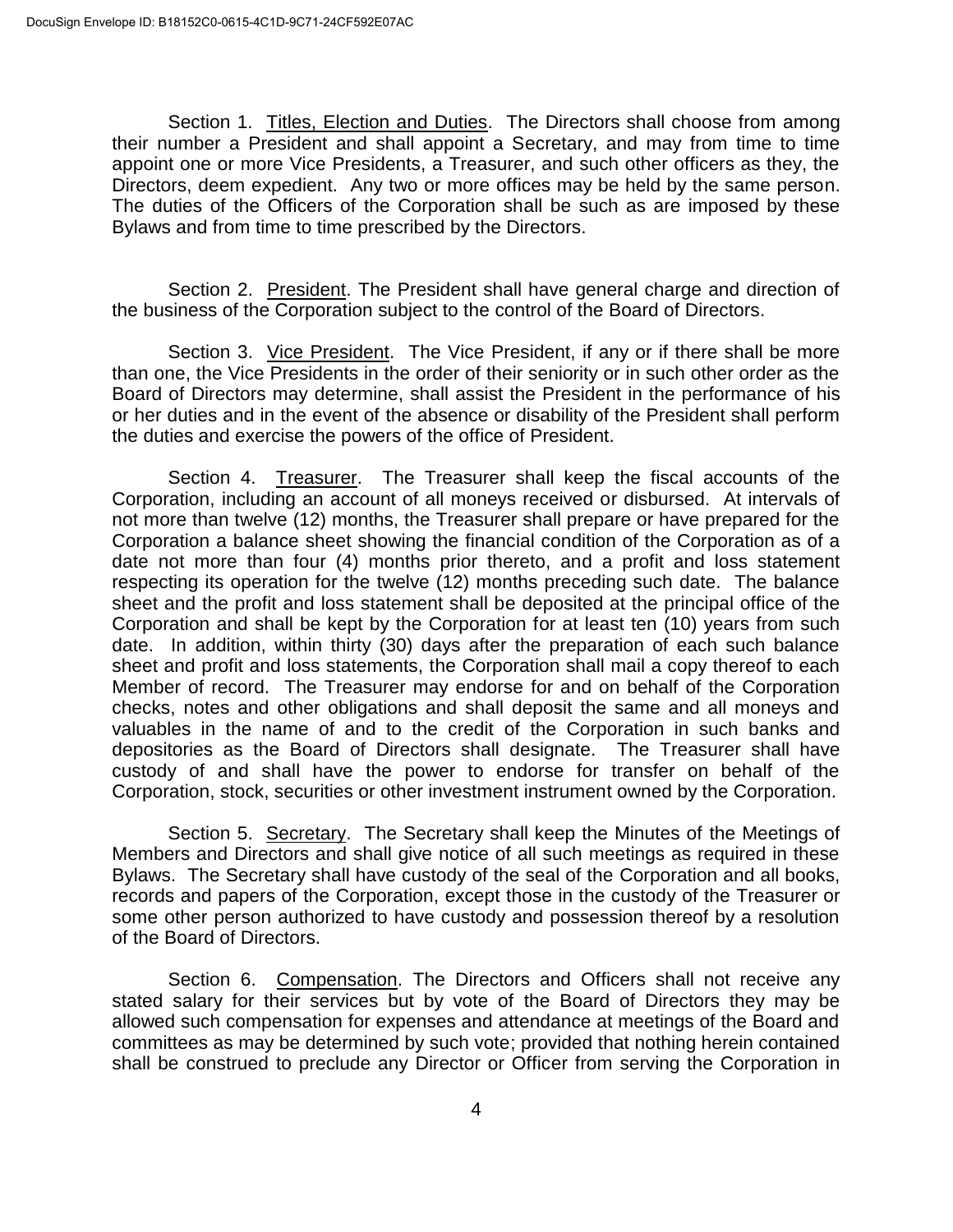Section 1. Titles, Election and Duties. The Directors shall choose from among their number a President and shall appoint a Secretary, and may from time to time appoint one or more Vice Presidents, a Treasurer, and such other officers as they, the Directors, deem expedient. Any two or more offices may be held by the same person. The duties of the Officers of the Corporation shall be such as are imposed by these Bylaws and from time to time prescribed by the Directors.

Section 2. President. The President shall have general charge and direction of the business of the Corporation subject to the control of the Board of Directors.

Section 3. Vice President. The Vice President, if any or if there shall be more than one, the Vice Presidents in the order of their seniority or in such other order as the Board of Directors may determine, shall assist the President in the performance of his or her duties and in the event of the absence or disability of the President shall perform the duties and exercise the powers of the office of President.

Section 4. Treasurer. The Treasurer shall keep the fiscal accounts of the Corporation, including an account of all moneys received or disbursed. At intervals of not more than twelve (12) months, the Treasurer shall prepare or have prepared for the Corporation a balance sheet showing the financial condition of the Corporation as of a date not more than four (4) months prior thereto, and a profit and loss statement respecting its operation for the twelve (12) months preceding such date. The balance sheet and the profit and loss statement shall be deposited at the principal office of the Corporation and shall be kept by the Corporation for at least ten (10) years from such date. In addition, within thirty (30) days after the preparation of each such balance sheet and profit and loss statements, the Corporation shall mail a copy thereof to each Member of record. The Treasurer may endorse for and on behalf of the Corporation checks, notes and other obligations and shall deposit the same and all moneys and valuables in the name of and to the credit of the Corporation in such banks and depositories as the Board of Directors shall designate. The Treasurer shall have custody of and shall have the power to endorse for transfer on behalf of the Corporation, stock, securities or other investment instrument owned by the Corporation.

Section 5. Secretary. The Secretary shall keep the Minutes of the Meetings of Members and Directors and shall give notice of all such meetings as required in these Bylaws. The Secretary shall have custody of the seal of the Corporation and all books, records and papers of the Corporation, except those in the custody of the Treasurer or some other person authorized to have custody and possession thereof by a resolution of the Board of Directors.

Section 6. Compensation. The Directors and Officers shall not receive any stated salary for their services but by vote of the Board of Directors they may be allowed such compensation for expenses and attendance at meetings of the Board and committees as may be determined by such vote; provided that nothing herein contained shall be construed to preclude any Director or Officer from serving the Corporation in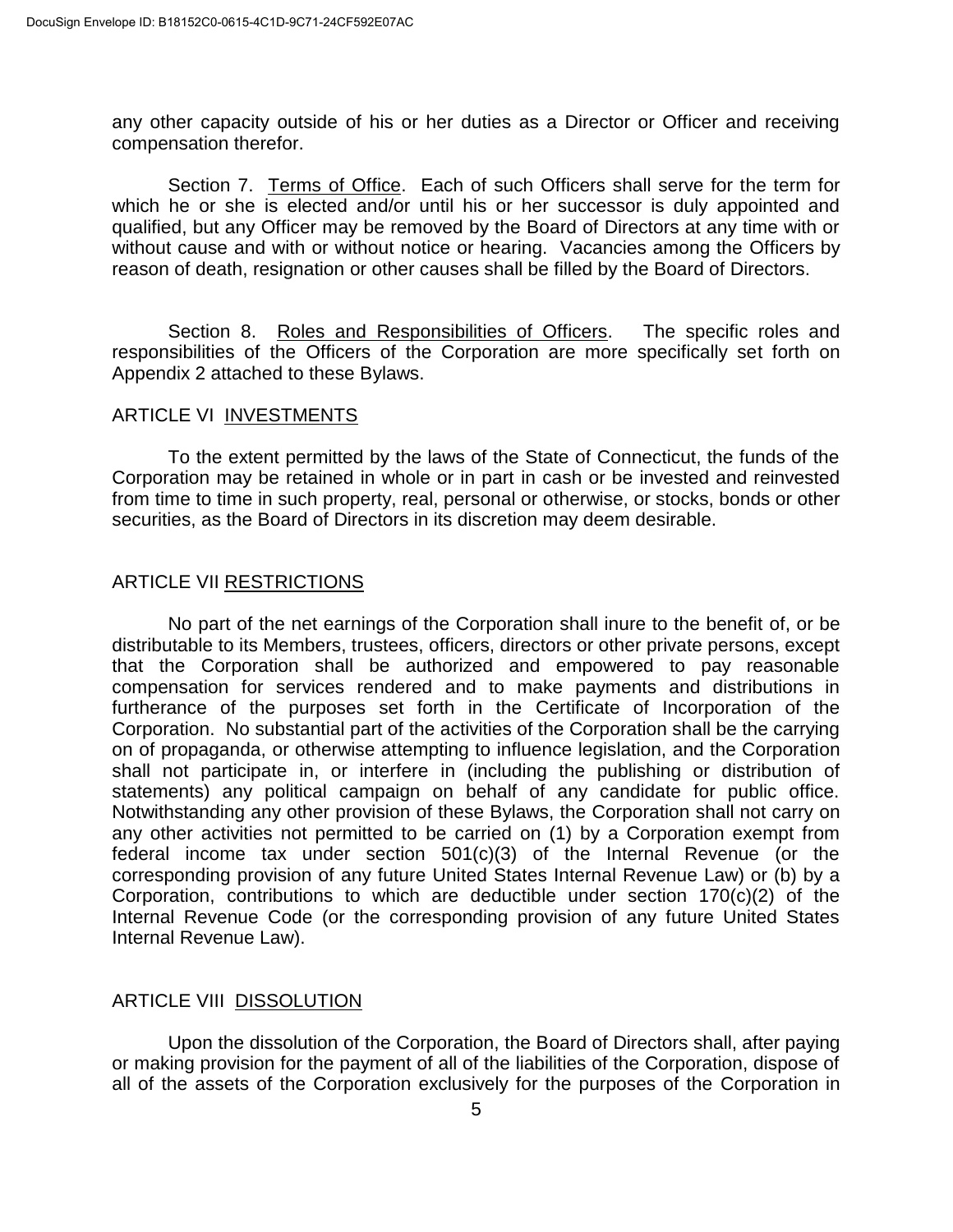any other capacity outside of his or her duties as a Director or Officer and receiving compensation therefor.

Section 7. Terms of Office. Each of such Officers shall serve for the term for which he or she is elected and/or until his or her successor is duly appointed and qualified, but any Officer may be removed by the Board of Directors at any time with or without cause and with or without notice or hearing. Vacancies among the Officers by reason of death, resignation or other causes shall be filled by the Board of Directors.

Section 8. Roles and Responsibilities of Officers. The specific roles and responsibilities of the Officers of the Corporation are more specifically set forth on Appendix 2 attached to these Bylaws.

## ARTICLE VI INVESTMENTS

To the extent permitted by the laws of the State of Connecticut, the funds of the Corporation may be retained in whole or in part in cash or be invested and reinvested from time to time in such property, real, personal or otherwise, or stocks, bonds or other securities, as the Board of Directors in its discretion may deem desirable.

## ARTICLE VII RESTRICTIONS

No part of the net earnings of the Corporation shall inure to the benefit of, or be distributable to its Members, trustees, officers, directors or other private persons, except that the Corporation shall be authorized and empowered to pay reasonable compensation for services rendered and to make payments and distributions in furtherance of the purposes set forth in the Certificate of Incorporation of the Corporation. No substantial part of the activities of the Corporation shall be the carrying on of propaganda, or otherwise attempting to influence legislation, and the Corporation shall not participate in, or interfere in (including the publishing or distribution of statements) any political campaign on behalf of any candidate for public office. Notwithstanding any other provision of these Bylaws, the Corporation shall not carry on any other activities not permitted to be carried on (1) by a Corporation exempt from federal income tax under section 501(c)(3) of the Internal Revenue (or the corresponding provision of any future United States Internal Revenue Law) or (b) by a Corporation, contributions to which are deductible under section 170(c)(2) of the Internal Revenue Code (or the corresponding provision of any future United States Internal Revenue Law).

## ARTICLE VIII DISSOLUTION

Upon the dissolution of the Corporation, the Board of Directors shall, after paying or making provision for the payment of all of the liabilities of the Corporation, dispose of all of the assets of the Corporation exclusively for the purposes of the Corporation in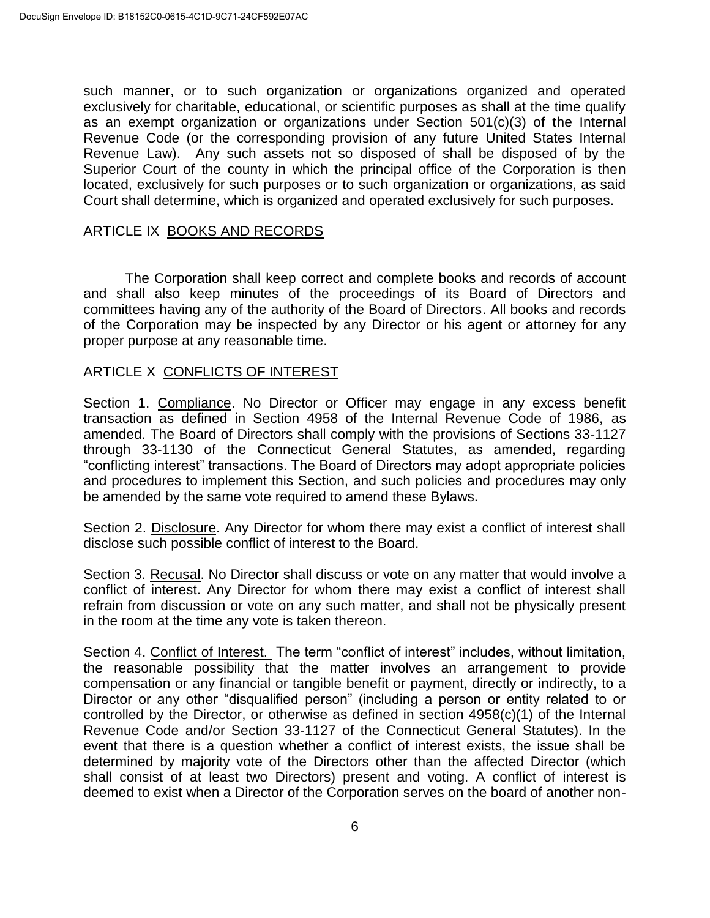such manner, or to such organization or organizations organized and operated exclusively for charitable, educational, or scientific purposes as shall at the time qualify as an exempt organization or organizations under Section 501(c)(3) of the Internal Revenue Code (or the corresponding provision of any future United States Internal Revenue Law). Any such assets not so disposed of shall be disposed of by the Superior Court of the county in which the principal office of the Corporation is then located, exclusively for such purposes or to such organization or organizations, as said Court shall determine, which is organized and operated exclusively for such purposes.

## ARTICLE IX BOOKS AND RECORDS

The Corporation shall keep correct and complete books and records of account and shall also keep minutes of the proceedings of its Board of Directors and committees having any of the authority of the Board of Directors. All books and records of the Corporation may be inspected by any Director or his agent or attorney for any proper purpose at any reasonable time.

## ARTICLE X CONFLICTS OF INTEREST

Section 1. Compliance. No Director or Officer may engage in any excess benefit transaction as defined in Section 4958 of the Internal Revenue Code of 1986, as amended. The Board of Directors shall comply with the provisions of Sections 33-1127 through 33-1130 of the Connecticut General Statutes, as amended, regarding "conflicting interest" transactions. The Board of Directors may adopt appropriate policies and procedures to implement this Section, and such policies and procedures may only be amended by the same vote required to amend these Bylaws.

Section 2. Disclosure. Any Director for whom there may exist a conflict of interest shall disclose such possible conflict of interest to the Board.

Section 3. Recusal. No Director shall discuss or vote on any matter that would involve a conflict of interest. Any Director for whom there may exist a conflict of interest shall refrain from discussion or vote on any such matter, and shall not be physically present in the room at the time any vote is taken thereon.

Section 4. Conflict of Interest. The term "conflict of interest" includes, without limitation, the reasonable possibility that the matter involves an arrangement to provide compensation or any financial or tangible benefit or payment, directly or indirectly, to a Director or any other "disqualified person" (including a person or entity related to or controlled by the Director, or otherwise as defined in section 4958(c)(1) of the Internal Revenue Code and/or Section 33-1127 of the Connecticut General Statutes). In the event that there is a question whether a conflict of interest exists, the issue shall be determined by majority vote of the Directors other than the affected Director (which shall consist of at least two Directors) present and voting. A conflict of interest is deemed to exist when a Director of the Corporation serves on the board of another non-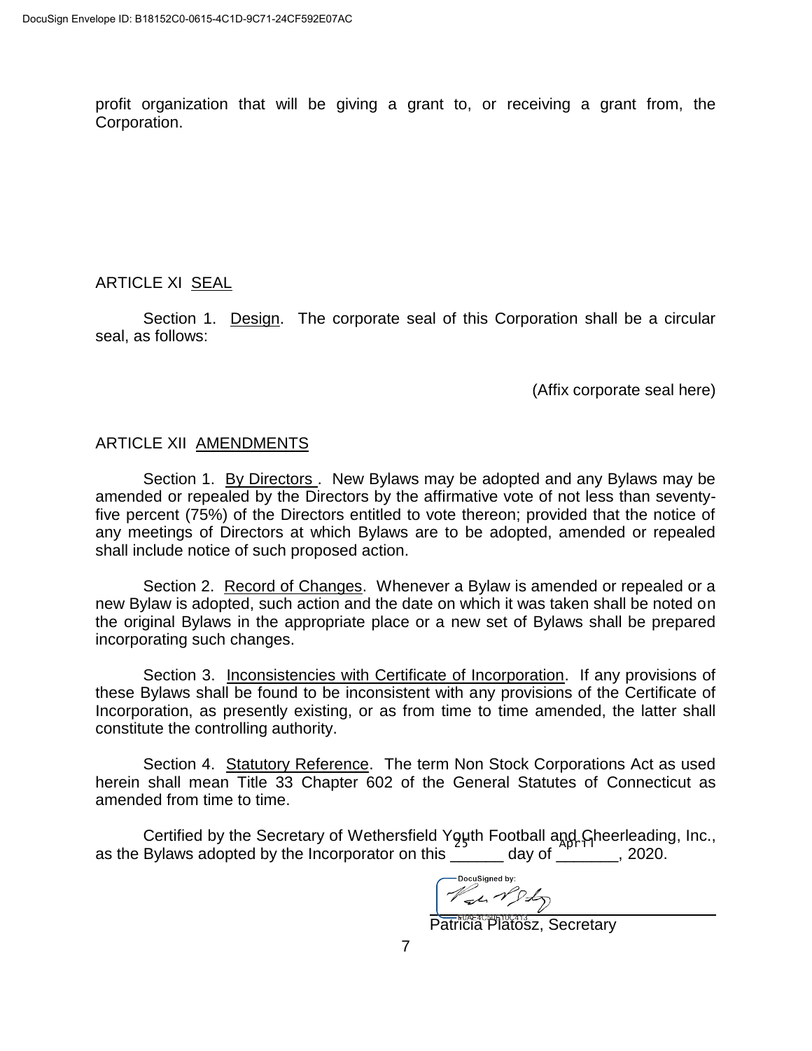profit organization that will be giving a grant to, or receiving a grant from, the Corporation.

ARTICLE XI SEAL

Section 1. Design. The corporate seal of this Corporation shall be a circular seal, as follows:

(Affix corporate seal here)

ARTICLE XII AMENDMENTS

Section 1. By Directors . New Bylaws may be adopted and any Bylaws may be amended or repealed by the Directors by the affirmative vote of not less than seventy-five percent (75%) of the Directors entitled to vote thereon; provided that the notice of any meetings of Directors at which Bylaws are to be adopted, amended or repealed shall include notice of such proposed action.

Section 2. Record of Changes. Whenever a Bylaw is amended or repealed or a new Bylaw is adopted, such action and the date on which it was taken shall be noted on the original Bylaws in the appropriate place or a new set of Bylaws shall be prepared incorporating such changes.

Section 3. Inconsistencies with Certificate of Incorporation. If any provisions of these Bylaws shall be found to be inconsistent with any provisions of the Certificate of Incorporation, as presently existing, or as from time to time amended, the latter shall constitute the controlling authority.

Section 4. Statutory Reference. The term Non Stock Corporations Act as used herein shall mean Title 33 Chapter 602 of the General Statutes of Connecticut as amended from time to time.

Certified by the Secretary of Wethersfield Youth Football and Cheerleading, Inc., as the Bylaws adopted by the Incorporator on this 25 day of April, 2020.

DocuSigned by:

Patricia Platosz, Secretary